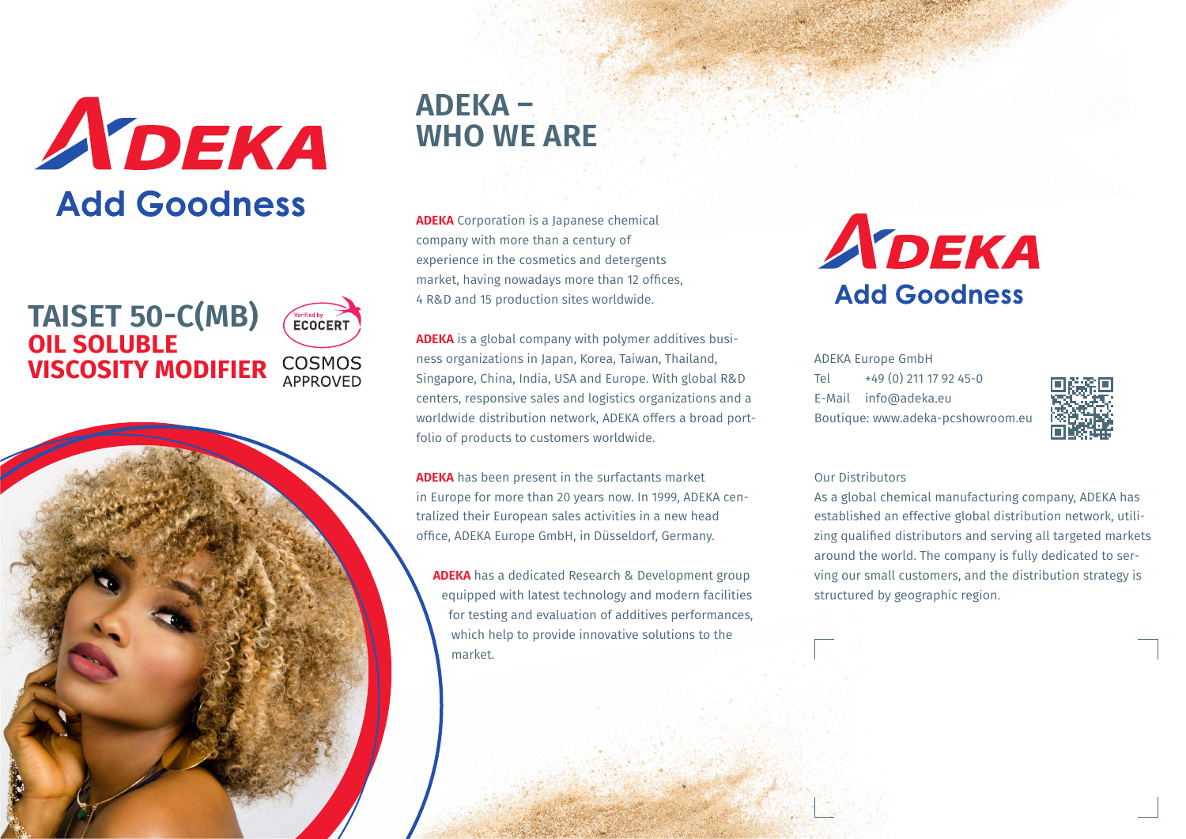ADEKA

Add Goodness

# TAISET 50-C(MB)
## OIL SOLUBLE VISCOSITY MODIFIER

Verified by ECOCERT

COSMOS APPROVED

## ADEKA – WHO WE ARE

**ADEKA** Corporation is a Japanese chemical company with more than a century of experience in the cosmetics and detergents market, having nowadays more than 12 offices, 4 R&D and 15 production sites worldwide.

**ADEKA** is a global company with polymer additives business organizations in Japan, Korea, Taiwan, Thailand, Singapore, China, India, USA and Europe. With global R&D centers, responsive sales and logistics organizations and a worldwide distribution network, ADEKA offers a broad portfolio of products to customers worldwide.

**ADEKA** has been present in the surfactants market in Europe for more than 20 years now. In 1999, ADEKA centralized their European sales activities in a new head office, ADEKA Europe GmbH, in Düsseldorf, Germany.

**ADEKA** has a dedicated Research & Development group equipped with latest technology and modern facilities for testing and evaluation of additives performances, which help to provide innovative solutions to the market.

ADEKA

Add Goodness

ADEKA Europe GmbH
Tel +49 (0) 211 17 92 45-0
E-Mail info@adeka.eu
Boutique: www.adeka-pcshowroom.eu

Our Distributors

As a global chemical manufacturing company, ADEKA has established an effective global distribution network, utilizing qualified distributors and serving all targeted markets around the world. The company is fully dedicated to serving our small customers, and the distribution strategy is structured by geographic region.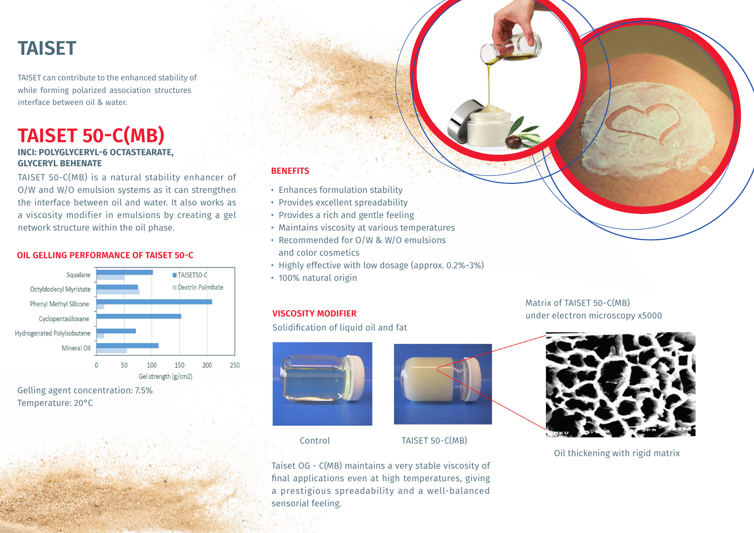# TAISET

TAISET can contribute to the enhanced stability of while forming polarized association structures interface between oil & water.

## TAISET 50-C(MB)

**INCI: POLYGLYCERYL-6 OCTASTEARATE, GLYCERYL BEHENATE**

TAISET 50-C(MB) is a natural stability enhancer of O/W and W/O emulsion systems as it can strengthen the interface between oil and water. It also works as a viscosity modifier in emulsions by creating a gel network structure within the oil phase.

### OIL GELLING PERFORMANCE OF TAISET 50-C

Squalane
Octyldodecyl Myristate
Phenyl Methyl Silicone
Cyclopentasiloxane
Hydrogenated Polyisobutene
Mineral Oil

0 50 100 150 200 250

Gel strength (g/cm2)

TAISET50-C
Dextrin Palmitate

Gelling agent concentration: 7.5%
Temperature: 20°C

### BENEFITS

- Enhances formulation stability
- Provides excellent spreadability
- Provides a rich and gentle feeling
- Maintains viscosity at various temperatures
- Recommended for O/W & W/O emulsions and color cosmetics
- Highly effective with low dosage (approx. 0.2%~3%)
- 100% natural origin

### VISCOSITY MODIFIER

Solidification of liquid oil and fat

Control

TAISET 50-C(MB)

Matrix of TAISET 50-C(MB) under electron microscopy x5000

Oil thickening with rigid matrix

Taiset OG - C(MB) maintains a very stable viscosity of final applications even at high temperatures, giving a prestigious spreadability and a well-balanced sensorial feeling.